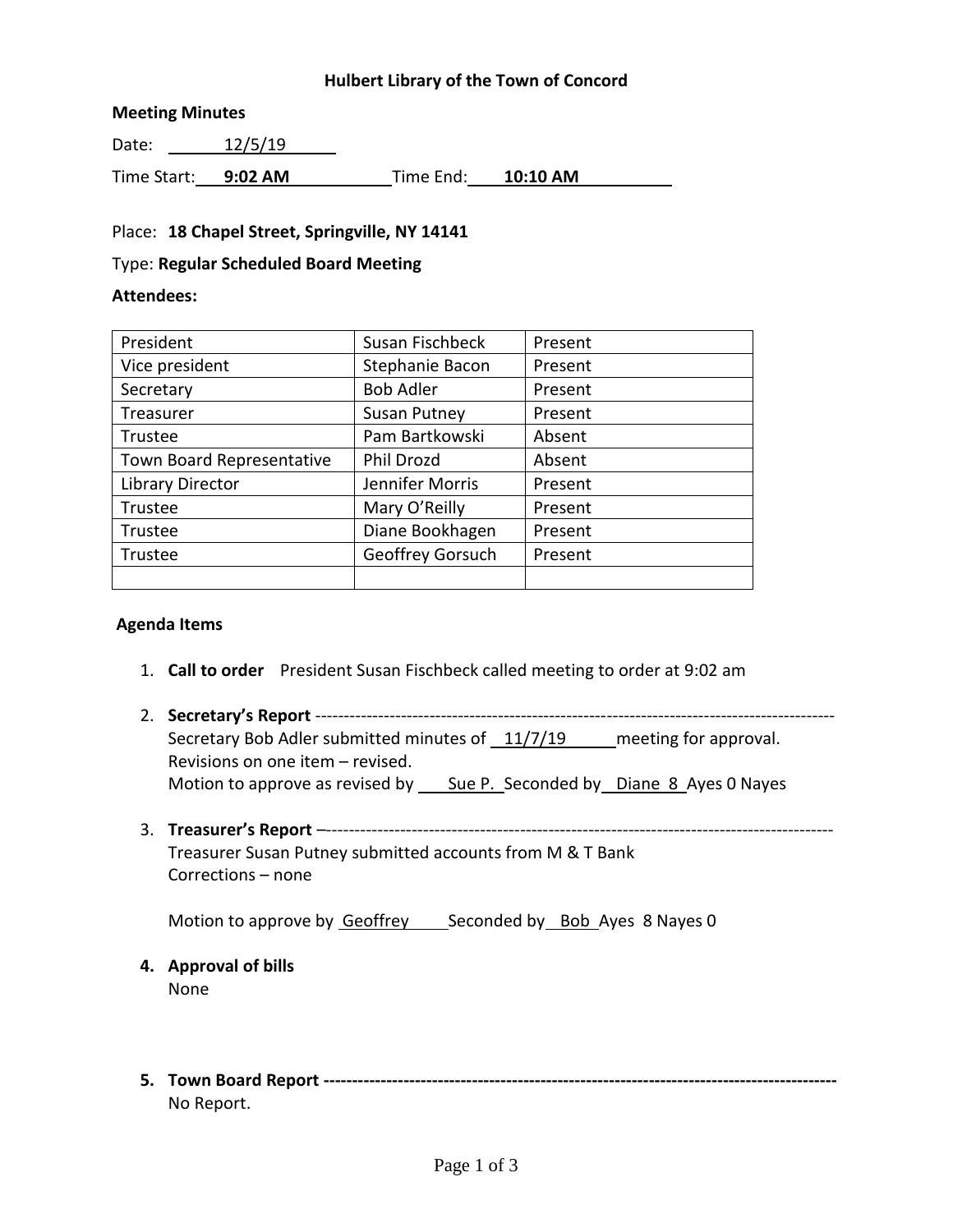**Hulbert Library of the Town of Concord**

**Meeting Minutes**

Date: 12/5/19

Time Start: **9:02 AM** Time End: **10:10 AM**

Place: **18 Chapel Street, Springville, NY 14141**

Type: **Regular Scheduled Board Meeting**

**Attendees:**

| | | |
|---|---|---|
| President | Susan Fischbeck | Present |
| Vice president | Stephanie Bacon | Present |
| Secretary | Bob Adler | Present |
| Treasurer | Susan Putney | Present |
| Trustee | Pam Bartkowski | Absent |
| Town Board Representative | Phil Drozd | Absent |
| Library Director | Jennifer Morris | Present |
| Trustee | Mary O'Reilly | Present |
| Trustee | Diane Bookhagen | Present |
| Trustee | Geoffrey Gorsuch | Present |
| | | |

**Agenda Items**

1. **Call to order** President Susan Fischbeck called meeting to order at 9:02 am

2. **Secretary's Report** ------------------------------------------------------------------------------------------
   Secretary Bob Adler submitted minutes of 11/7/19 meeting for approval.
   Revisions on one item – revised.
   Motion to approve as revised by Sue P. Seconded by Diane 8 Ayes 0 Nayes

3. **Treasurer's Report** –-----------------------------------------------------------------------------------------
   Treasurer Susan Putney submitted accounts from M & T Bank
   Corrections – none

   Motion to approve by Geoffrey Seconded by Bob Ayes 8 Nayes 0

4. **Approval of bills**
   None

5. **Town Board Report -------------------------------------------------------------------------------------------**
   No Report.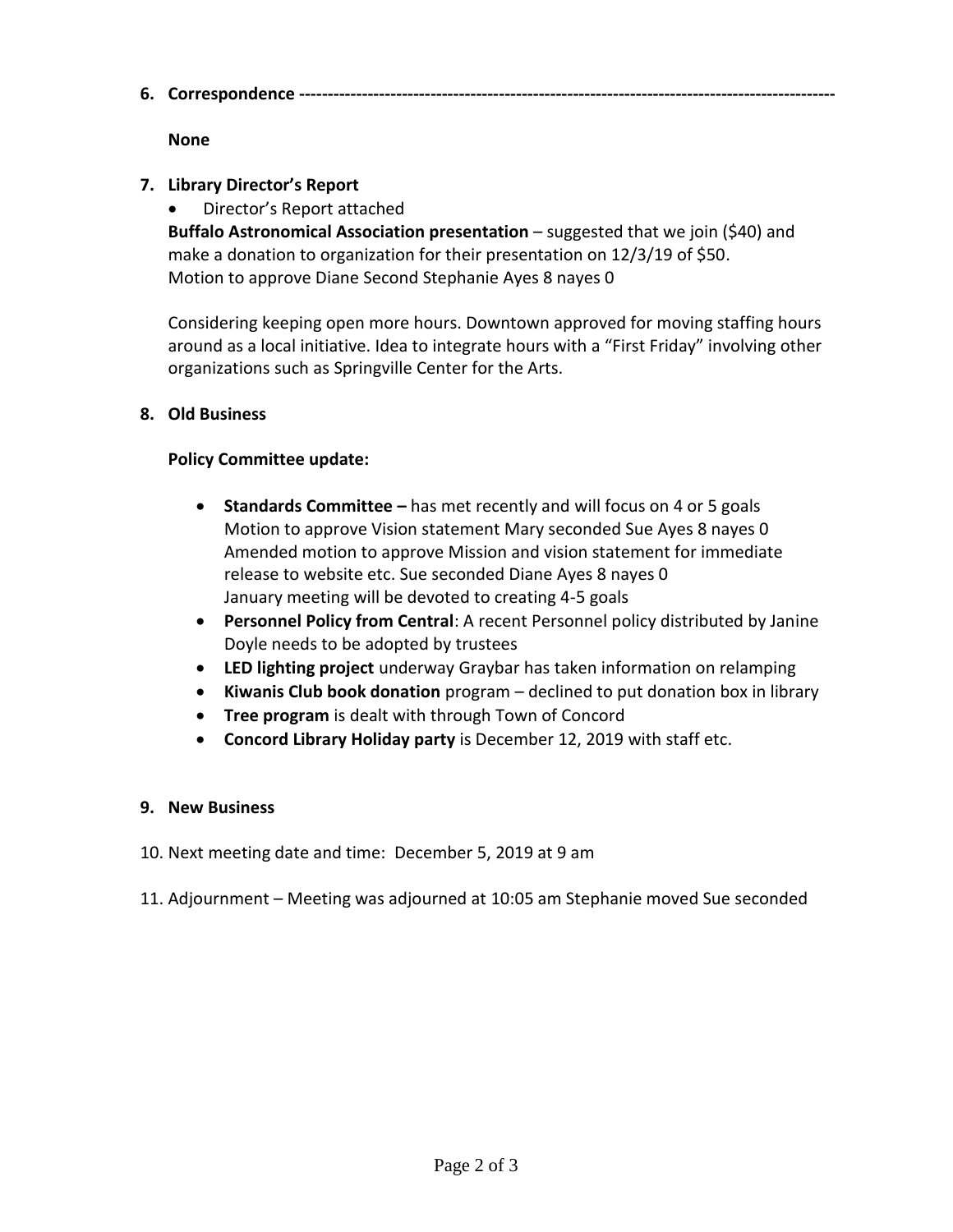6. **Correspondence** ---------------------------------------------------------------------------------------------

   **None**

7. **Library Director's Report**
   - Director's Report attached

   **Buffalo Astronomical Association presentation** – suggested that we join ($40) and make a donation to organization for their presentation on 12/3/19 of $50.
   Motion to approve Diane Second Stephanie Ayes 8 nayes 0

   Considering keeping open more hours. Downtown approved for moving staffing hours around as a local initiative. Idea to integrate hours with a "First Friday" involving other organizations such as Springville Center for the Arts.

8. **Old Business**

   **Policy Committee update:**

   - **Standards Committee –** has met recently and will focus on 4 or 5 goals
     Motion to approve Vision statement Mary seconded Sue Ayes 8 nayes 0
     Amended motion to approve Mission and vision statement for immediate release to website etc. Sue seconded Diane Ayes 8 nayes 0
     January meeting will be devoted to creating 4-5 goals
   - **Personnel Policy from Central**: A recent Personnel policy distributed by Janine Doyle needs to be adopted by trustees
   - **LED lighting project** underway Graybar has taken information on relamping
   - **Kiwanis Club book donation** program – declined to put donation box in library
   - **Tree program** is dealt with through Town of Concord
   - **Concord Library Holiday party** is December 12, 2019 with staff etc.

9. **New Business**

10. Next meeting date and time: December 5, 2019 at 9 am

11. Adjournment – Meeting was adjourned at 10:05 am Stephanie moved Sue seconded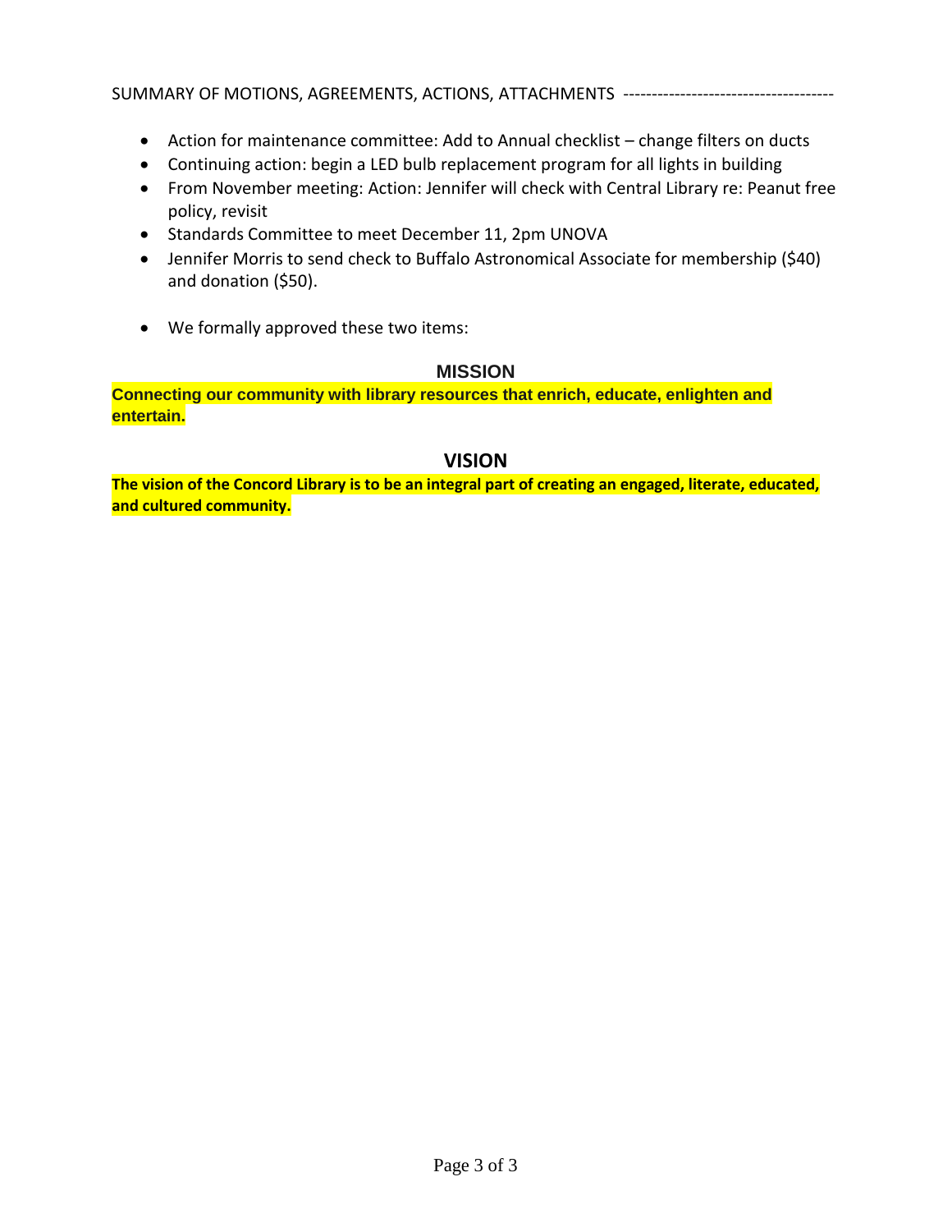SUMMARY OF MOTIONS, AGREEMENTS, ACTIONS, ATTACHMENTS ------------------------------------

- Action for maintenance committee: Add to Annual checklist – change filters on ducts
- Continuing action: begin a LED bulb replacement program for all lights in building
- From November meeting: Action: Jennifer will check with Central Library re: Peanut free policy, revisit
- Standards Committee to meet December 11, 2pm UNOVA
- Jennifer Morris to send check to Buffalo Astronomical Associate for membership ($40) and donation ($50).

- We formally approved these two items:

## MISSION

**Connecting our community with library resources that enrich, educate, enlighten and entertain.**

## VISION

**The vision of the Concord Library is to be an integral part of creating an engaged, literate, educated, and cultured community.**